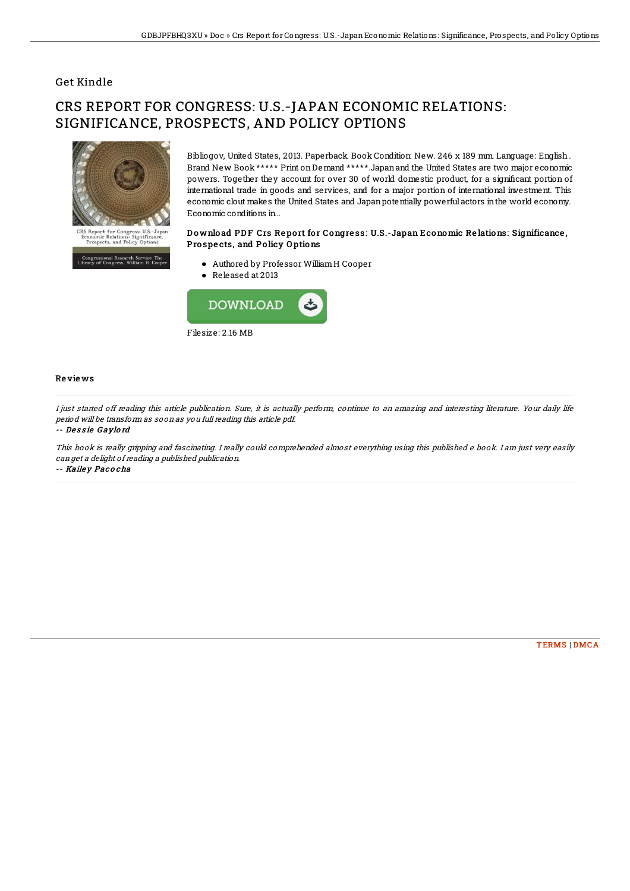## Get Kindle

# CRS REPORT FOR CONGRESS: U.S.-JAPAN ECONOMIC RELATIONS: SIGNIFICANCE, PROSPECTS, AND POLICY OPTIONS

Bibliogov, United States, 2013. Paperback. Book Condition: New. 246 x 189 mm. Language: English . Brand New Book ***** Print on Demand *****.Japan and the United States are two major economic powers. Together they account for over 30 of world domestic product, for a significant portion of international trade in goods and services, and for a major portion of international investment. This economic clout makes the United States and Japan potentially powerful actors in the world economy. Economic conditions in...

### Download PDF Crs Report for Congress: U.S.-Japan Economic Relations: Significance, Prospects, and Policy Options

- Authored by Professor William H Cooper
- Released at 2013

Filesize: 2.16 MB

## Reviews

*I just started off reading this article publication. Sure, it is actually perform, continue to an amazing and interesting literature. Your daily life period will be transform as soon as you full reading this article pdf.*

*-- Dessie Gaylord*

*This book is really gripping and fascinating. I really could comprehended almost everything using this published e book. I am just very easily can get a delight of reading a published publication.*

*-- Kailey Pacocha*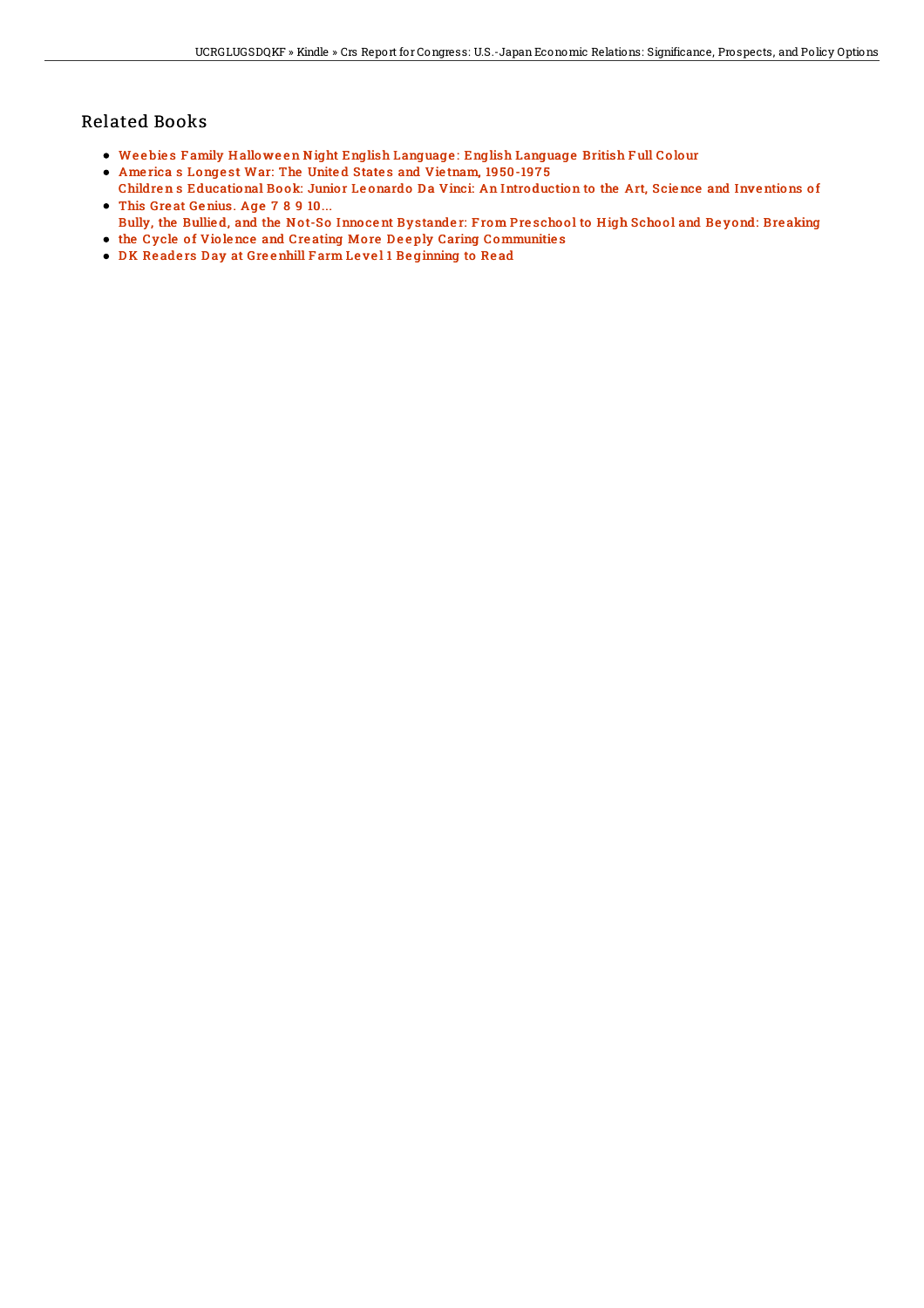## Related Books

- Weebies Family Halloween Night English Language: English Language British Full Colour
- America s Longest War: The United States and Vietnam, 1950-1975
- Children s Educational Book: Junior Leonardo Da Vinci: An Introduction to the Art, Science and Inventions of This Great Genius. Age 7 8 9 10...
- Bully, the Bullied, and the Not-So Innocent Bystander: From Preschool to High School and Beyond: Breaking the Cycle of Violence and Creating More Deeply Caring Communities
- DK Readers Day at Greenhill Farm Level 1 Beginning to Read